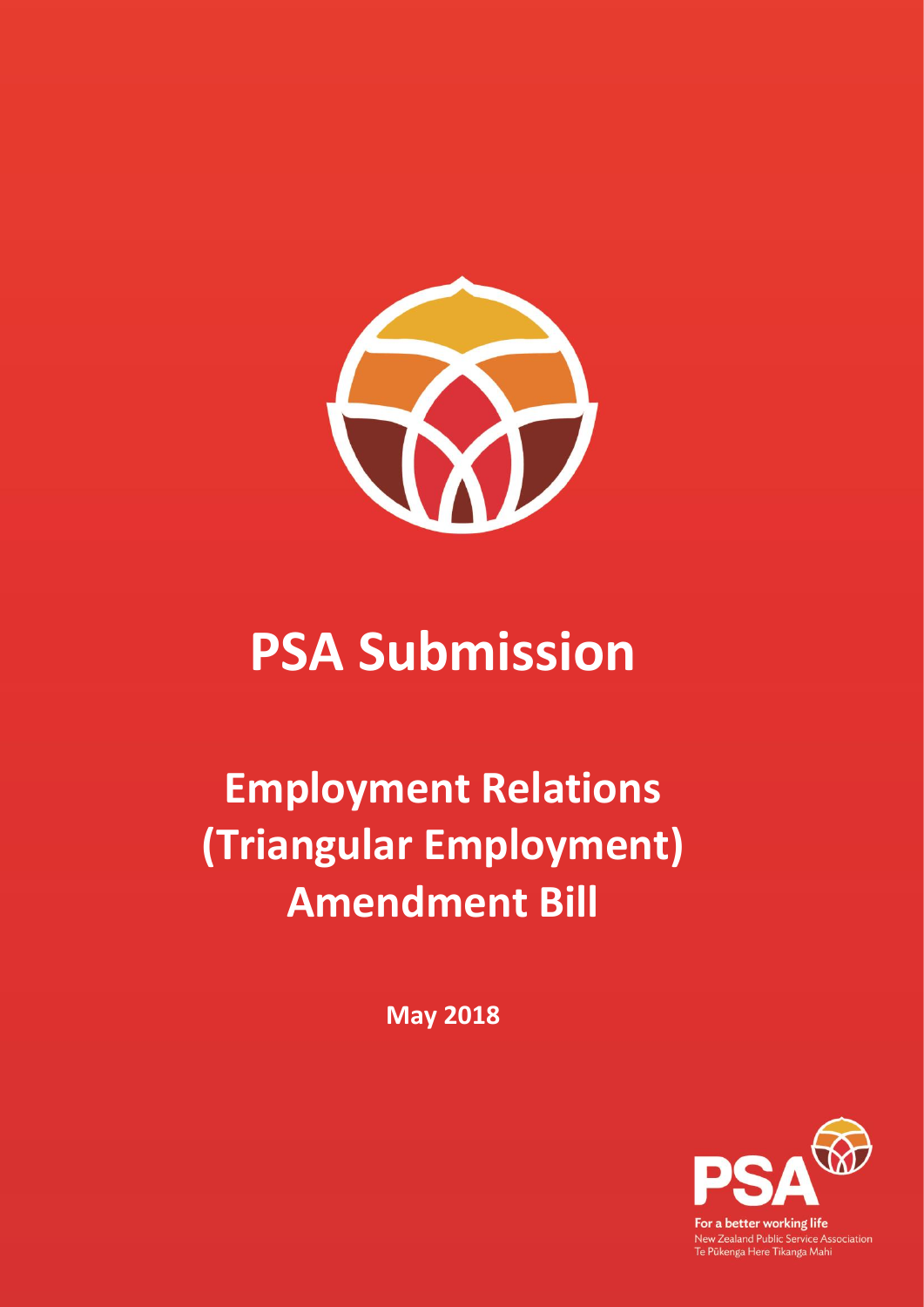# PSA Submission

## Employment Relations (Triangular Employment) Amendment Bill

**May 2018**

For a better working life
New Zealand Public Service Association
Te Pūkenga Here Tikanga Mahi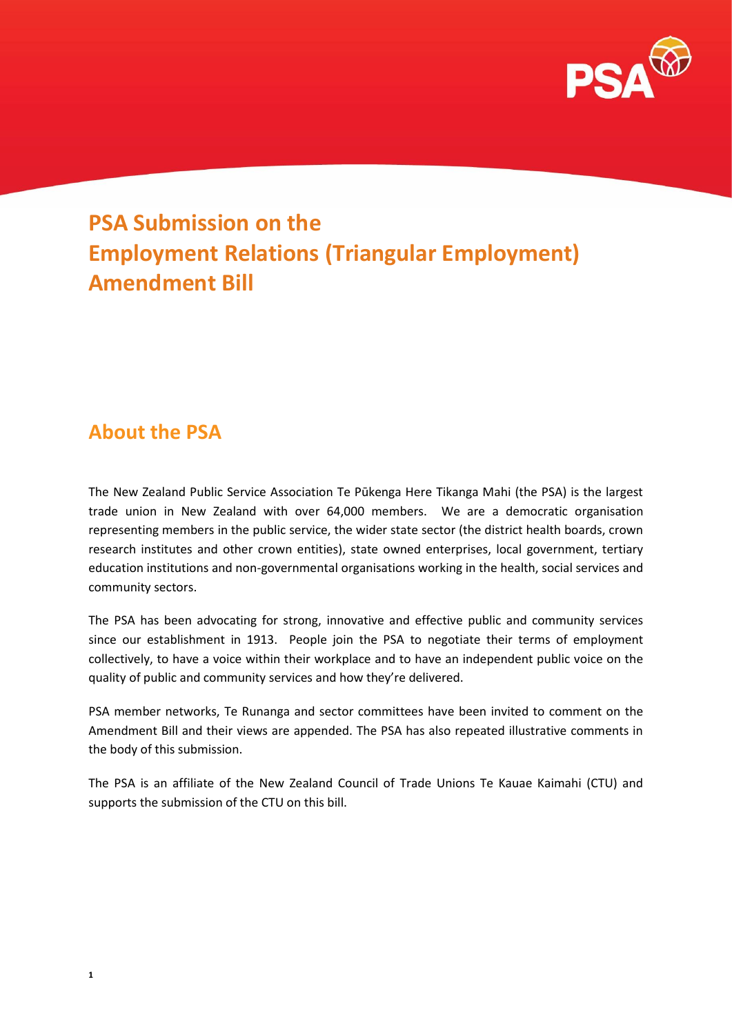# PSA Submission on the Employment Relations (Triangular Employment) Amendment Bill

## About the PSA

The New Zealand Public Service Association Te Pūkenga Here Tikanga Mahi (the PSA) is the largest trade union in New Zealand with over 64,000 members. We are a democratic organisation representing members in the public service, the wider state sector (the district health boards, crown research institutes and other crown entities), state owned enterprises, local government, tertiary education institutions and non-governmental organisations working in the health, social services and community sectors.

The PSA has been advocating for strong, innovative and effective public and community services since our establishment in 1913. People join the PSA to negotiate their terms of employment collectively, to have a voice within their workplace and to have an independent public voice on the quality of public and community services and how they're delivered.

PSA member networks, Te Runanga and sector committees have been invited to comment on the Amendment Bill and their views are appended. The PSA has also repeated illustrative comments in the body of this submission.

The PSA is an affiliate of the New Zealand Council of Trade Unions Te Kauae Kaimahi (CTU) and supports the submission of the CTU on this bill.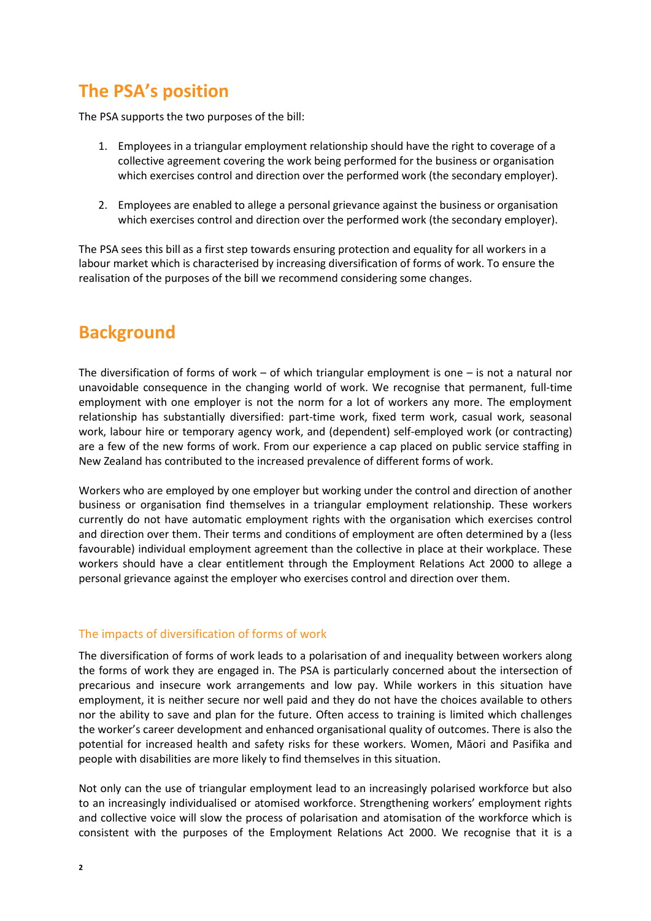## The PSA's position

The PSA supports the two purposes of the bill:

1. Employees in a triangular employment relationship should have the right to coverage of a collective agreement covering the work being performed for the business or organisation which exercises control and direction over the performed work (the secondary employer).

2. Employees are enabled to allege a personal grievance against the business or organisation which exercises control and direction over the performed work (the secondary employer).

The PSA sees this bill as a first step towards ensuring protection and equality for all workers in a labour market which is characterised by increasing diversification of forms of work. To ensure the realisation of the purposes of the bill we recommend considering some changes.

## Background

The diversification of forms of work – of which triangular employment is one – is not a natural nor unavoidable consequence in the changing world of work. We recognise that permanent, full-time employment with one employer is not the norm for a lot of workers any more. The employment relationship has substantially diversified: part-time work, fixed term work, casual work, seasonal work, labour hire or temporary agency work, and (dependent) self-employed work (or contracting) are a few of the new forms of work. From our experience a cap placed on public service staffing in New Zealand has contributed to the increased prevalence of different forms of work.

Workers who are employed by one employer but working under the control and direction of another business or organisation find themselves in a triangular employment relationship. These workers currently do not have automatic employment rights with the organisation which exercises control and direction over them. Their terms and conditions of employment are often determined by a (less favourable) individual employment agreement than the collective in place at their workplace. These workers should have a clear entitlement through the Employment Relations Act 2000 to allege a personal grievance against the employer who exercises control and direction over them.

### The impacts of diversification of forms of work

The diversification of forms of work leads to a polarisation of and inequality between workers along the forms of work they are engaged in. The PSA is particularly concerned about the intersection of precarious and insecure work arrangements and low pay. While workers in this situation have employment, it is neither secure nor well paid and they do not have the choices available to others nor the ability to save and plan for the future. Often access to training is limited which challenges the worker's career development and enhanced organisational quality of outcomes. There is also the potential for increased health and safety risks for these workers. Women, Māori and Pasifika and people with disabilities are more likely to find themselves in this situation.

Not only can the use of triangular employment lead to an increasingly polarised workforce but also to an increasingly individualised or atomised workforce. Strengthening workers' employment rights and collective voice will slow the process of polarisation and atomisation of the workforce which is consistent with the purposes of the Employment Relations Act 2000. We recognise that it is a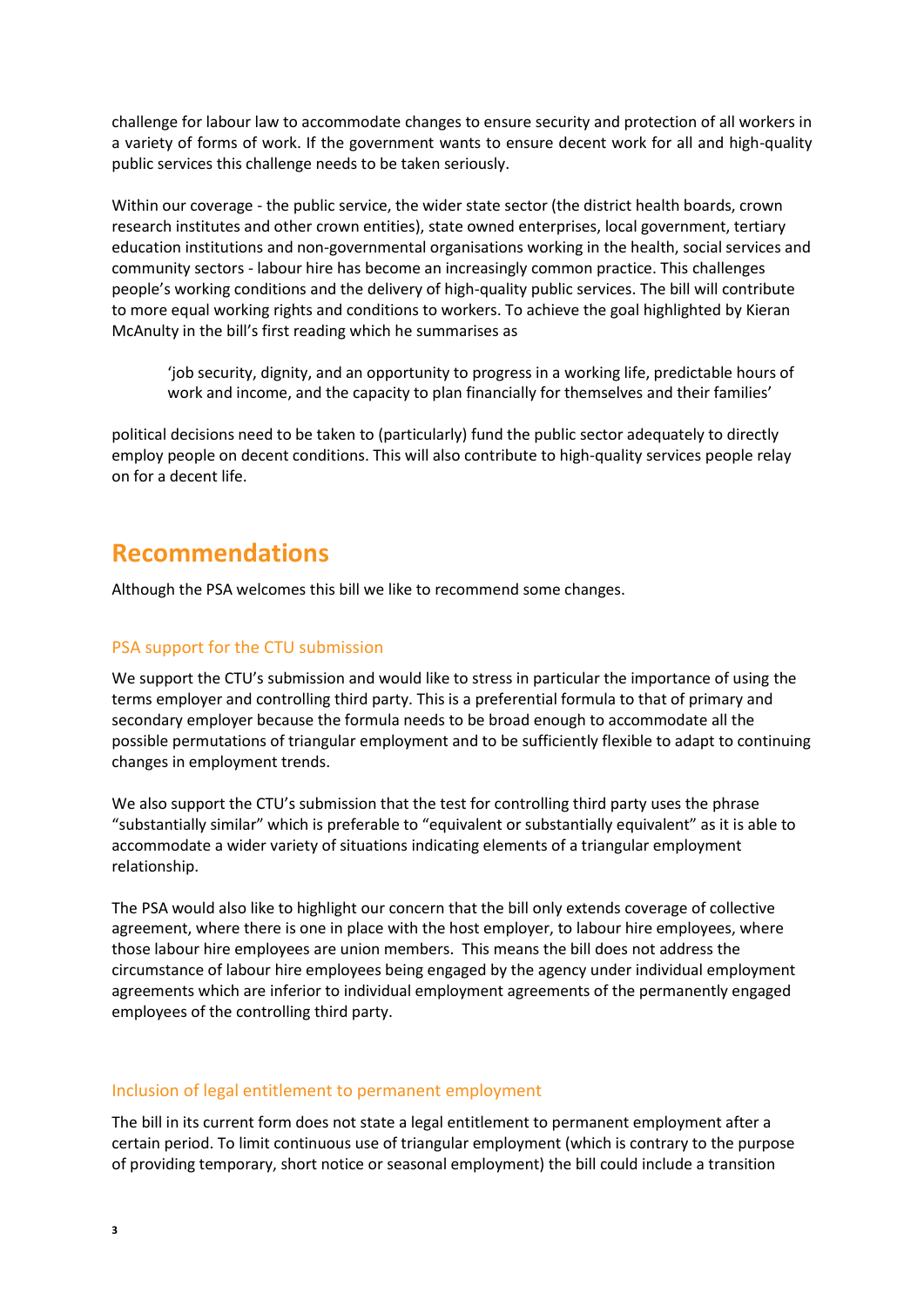challenge for labour law to accommodate changes to ensure security and protection of all workers in a variety of forms of work. If the government wants to ensure decent work for all and high-quality public services this challenge needs to be taken seriously.

Within our coverage - the public service, the wider state sector (the district health boards, crown research institutes and other crown entities), state owned enterprises, local government, tertiary education institutions and non-governmental organisations working in the health, social services and community sectors - labour hire has become an increasingly common practice. This challenges people's working conditions and the delivery of high-quality public services. The bill will contribute to more equal working rights and conditions to workers. To achieve the goal highlighted by Kieran McAnulty in the bill's first reading which he summarises as

> 'job security, dignity, and an opportunity to progress in a working life, predictable hours of work and income, and the capacity to plan financially for themselves and their families'

political decisions need to be taken to (particularly) fund the public sector adequately to directly employ people on decent conditions. This will also contribute to high-quality services people relay on for a decent life.

## Recommendations

Although the PSA welcomes this bill we like to recommend some changes.

### PSA support for the CTU submission

We support the CTU's submission and would like to stress in particular the importance of using the terms employer and controlling third party. This is a preferential formula to that of primary and secondary employer because the formula needs to be broad enough to accommodate all the possible permutations of triangular employment and to be sufficiently flexible to adapt to continuing changes in employment trends.

We also support the CTU's submission that the test for controlling third party uses the phrase "substantially similar" which is preferable to "equivalent or substantially equivalent" as it is able to accommodate a wider variety of situations indicating elements of a triangular employment relationship.

The PSA would also like to highlight our concern that the bill only extends coverage of collective agreement, where there is one in place with the host employer, to labour hire employees, where those labour hire employees are union members. This means the bill does not address the circumstance of labour hire employees being engaged by the agency under individual employment agreements which are inferior to individual employment agreements of the permanently engaged employees of the controlling third party.

### Inclusion of legal entitlement to permanent employment

The bill in its current form does not state a legal entitlement to permanent employment after a certain period. To limit continuous use of triangular employment (which is contrary to the purpose of providing temporary, short notice or seasonal employment) the bill could include a transition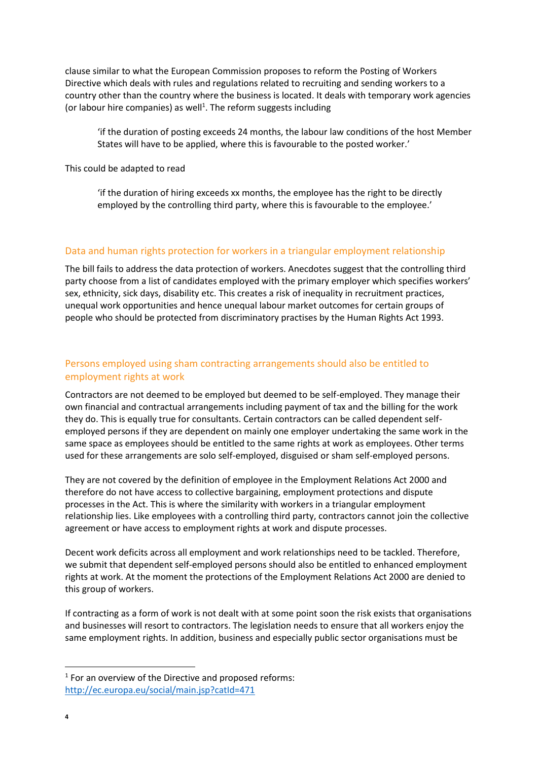clause similar to what the European Commission proposes to reform the Posting of Workers Directive which deals with rules and regulations related to recruiting and sending workers to a country other than the country where the business is located. It deals with temporary work agencies (or labour hire companies) as well[1]. The reform suggests including

> 'if the duration of posting exceeds 24 months, the labour law conditions of the host Member States will have to be applied, where this is favourable to the posted worker.'

This could be adapted to read

> 'if the duration of hiring exceeds xx months, the employee has the right to be directly employed by the controlling third party, where this is favourable to the employee.'

## Data and human rights protection for workers in a triangular employment relationship

The bill fails to address the data protection of workers. Anecdotes suggest that the controlling third party choose from a list of candidates employed with the primary employer which specifies workers' sex, ethnicity, sick days, disability etc. This creates a risk of inequality in recruitment practices, unequal work opportunities and hence unequal labour market outcomes for certain groups of people who should be protected from discriminatory practises by the Human Rights Act 1993.

## Persons employed using sham contracting arrangements should also be entitled to employment rights at work

Contractors are not deemed to be employed but deemed to be self-employed. They manage their own financial and contractual arrangements including payment of tax and the billing for the work they do. This is equally true for consultants. Certain contractors can be called dependent self-employed persons if they are dependent on mainly one employer undertaking the same work in the same space as employees should be entitled to the same rights at work as employees. Other terms used for these arrangements are solo self-employed, disguised or sham self-employed persons.

They are not covered by the definition of employee in the Employment Relations Act 2000 and therefore do not have access to collective bargaining, employment protections and dispute processes in the Act. This is where the similarity with workers in a triangular employment relationship lies. Like employees with a controlling third party, contractors cannot join the collective agreement or have access to employment rights at work and dispute processes.

Decent work deficits across all employment and work relationships need to be tackled. Therefore, we submit that dependent self-employed persons should also be entitled to enhanced employment rights at work. At the moment the protections of the Employment Relations Act 2000 are denied to this group of workers.

If contracting as a form of work is not dealt with at some point soon the risk exists that organisations and businesses will resort to contractors. The legislation needs to ensure that all workers enjoy the same employment rights. In addition, business and especially public sector organisations must be

[1] For an overview of the Directive and proposed reforms: http://ec.europa.eu/social/main.jsp?catId=471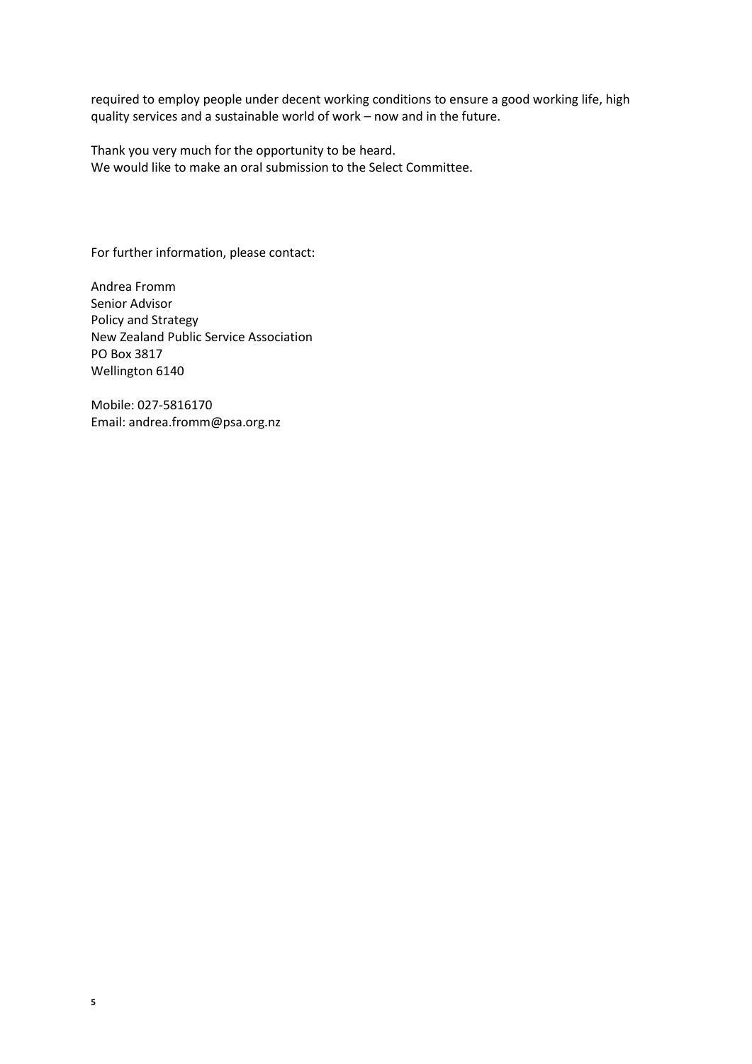required to employ people under decent working conditions to ensure a good working life, high quality services and a sustainable world of work – now and in the future.

Thank you very much for the opportunity to be heard.
We would like to make an oral submission to the Select Committee.

For further information, please contact:

Andrea Fromm
Senior Advisor
Policy and Strategy
New Zealand Public Service Association
PO Box 3817
Wellington 6140

Mobile: 027-5816170
Email: andrea.fromm@psa.org.nz